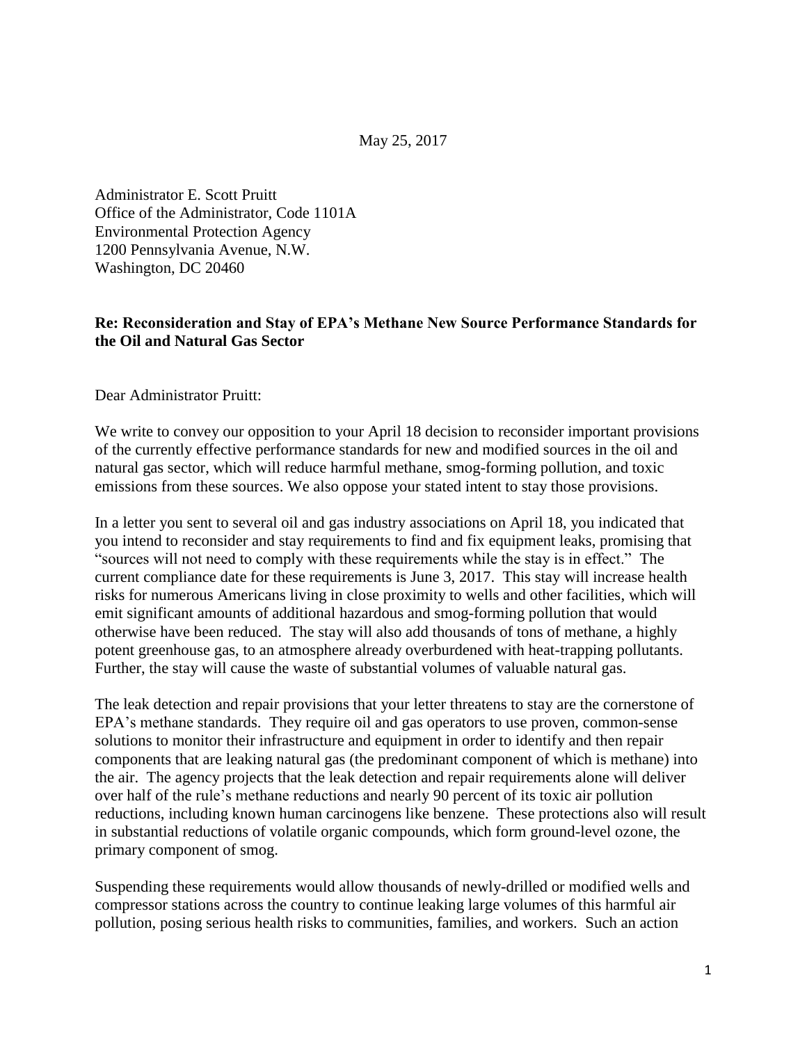May 25, 2017

Administrator E. Scott Pruitt
Office of the Administrator, Code 1101A
Environmental Protection Agency
1200 Pennsylvania Avenue, N.W.
Washington, DC 20460

**Re: Reconsideration and Stay of EPA's Methane New Source Performance Standards for the Oil and Natural Gas Sector**

Dear Administrator Pruitt:

We write to convey our opposition to your April 18 decision to reconsider important provisions of the currently effective performance standards for new and modified sources in the oil and natural gas sector, which will reduce harmful methane, smog-forming pollution, and toxic emissions from these sources. We also oppose your stated intent to stay those provisions.

In a letter you sent to several oil and gas industry associations on April 18, you indicated that you intend to reconsider and stay requirements to find and fix equipment leaks, promising that "sources will not need to comply with these requirements while the stay is in effect." The current compliance date for these requirements is June 3, 2017. This stay will increase health risks for numerous Americans living in close proximity to wells and other facilities, which will emit significant amounts of additional hazardous and smog-forming pollution that would otherwise have been reduced. The stay will also add thousands of tons of methane, a highly potent greenhouse gas, to an atmosphere already overburdened with heat-trapping pollutants. Further, the stay will cause the waste of substantial volumes of valuable natural gas.

The leak detection and repair provisions that your letter threatens to stay are the cornerstone of EPA's methane standards. They require oil and gas operators to use proven, common-sense solutions to monitor their infrastructure and equipment in order to identify and then repair components that are leaking natural gas (the predominant component of which is methane) into the air. The agency projects that the leak detection and repair requirements alone will deliver over half of the rule's methane reductions and nearly 90 percent of its toxic air pollution reductions, including known human carcinogens like benzene. These protections also will result in substantial reductions of volatile organic compounds, which form ground-level ozone, the primary component of smog.

Suspending these requirements would allow thousands of newly-drilled or modified wells and compressor stations across the country to continue leaking large volumes of this harmful air pollution, posing serious health risks to communities, families, and workers. Such an action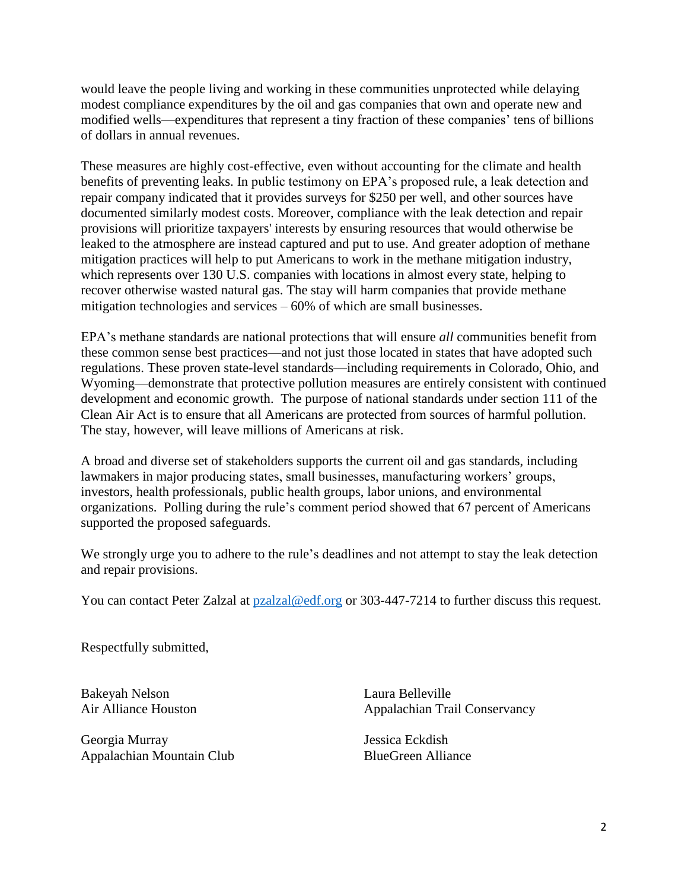would leave the people living and working in these communities unprotected while delaying modest compliance expenditures by the oil and gas companies that own and operate new and modified wells—expenditures that represent a tiny fraction of these companies' tens of billions of dollars in annual revenues.

These measures are highly cost-effective, even without accounting for the climate and health benefits of preventing leaks. In public testimony on EPA's proposed rule, a leak detection and repair company indicated that it provides surveys for $250 per well, and other sources have documented similarly modest costs. Moreover, compliance with the leak detection and repair provisions will prioritize taxpayers' interests by ensuring resources that would otherwise be leaked to the atmosphere are instead captured and put to use. And greater adoption of methane mitigation practices will help to put Americans to work in the methane mitigation industry, which represents over 130 U.S. companies with locations in almost every state, helping to recover otherwise wasted natural gas. The stay will harm companies that provide methane mitigation technologies and services – 60% of which are small businesses.

EPA's methane standards are national protections that will ensure *all* communities benefit from these common sense best practices—and not just those located in states that have adopted such regulations. These proven state-level standards—including requirements in Colorado, Ohio, and Wyoming—demonstrate that protective pollution measures are entirely consistent with continued development and economic growth. The purpose of national standards under section 111 of the Clean Air Act is to ensure that all Americans are protected from sources of harmful pollution. The stay, however, will leave millions of Americans at risk.

A broad and diverse set of stakeholders supports the current oil and gas standards, including lawmakers in major producing states, small businesses, manufacturing workers' groups, investors, health professionals, public health groups, labor unions, and environmental organizations. Polling during the rule's comment period showed that 67 percent of Americans supported the proposed safeguards.

We strongly urge you to adhere to the rule's deadlines and not attempt to stay the leak detection and repair provisions.

You can contact Peter Zalzal at pzalzal@edf.org or 303-447-7214 to further discuss this request.

Respectfully submitted,

Bakeyah Nelson
Air Alliance Houston

Laura Belleville
Appalachian Trail Conservancy

Georgia Murray
Appalachian Mountain Club

Jessica Eckdish
BlueGreen Alliance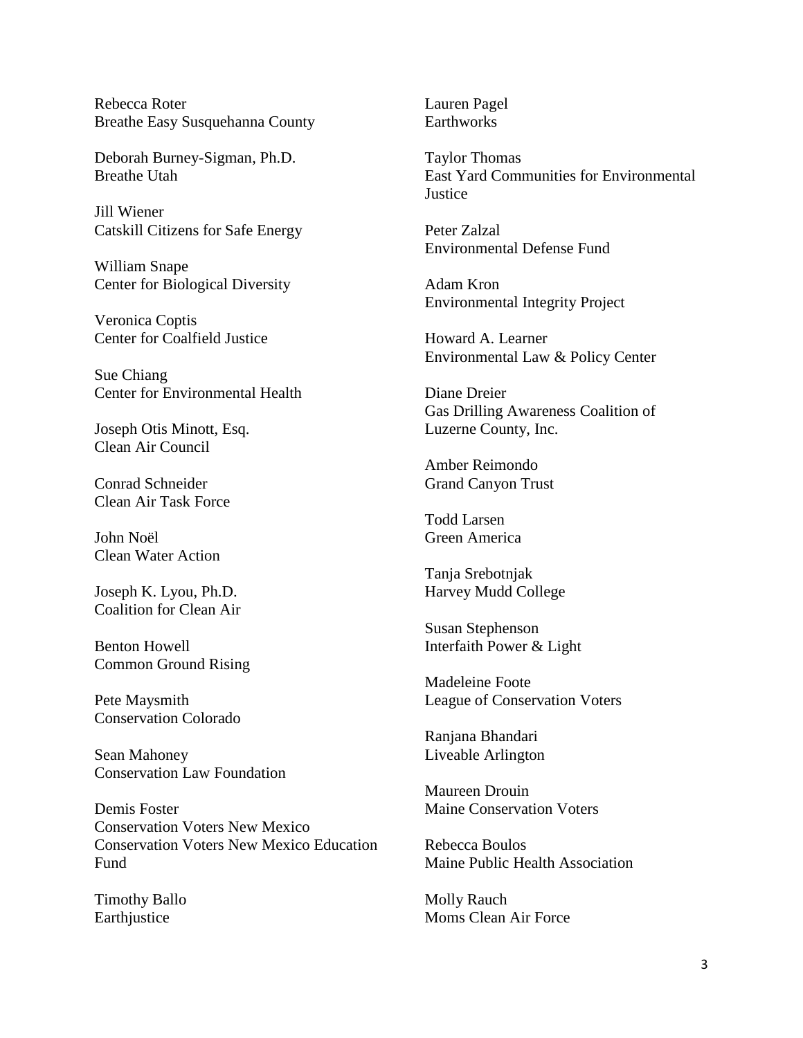Rebecca Roter
Breathe Easy Susquehanna County

Deborah Burney-Sigman, Ph.D.
Breathe Utah

Jill Wiener
Catskill Citizens for Safe Energy

William Snape
Center for Biological Diversity

Veronica Coptis
Center for Coalfield Justice

Sue Chiang
Center for Environmental Health

Joseph Otis Minott, Esq.
Clean Air Council

Conrad Schneider
Clean Air Task Force

John Noël
Clean Water Action

Joseph K. Lyou, Ph.D.
Coalition for Clean Air

Benton Howell
Common Ground Rising

Pete Maysmith
Conservation Colorado

Sean Mahoney
Conservation Law Foundation

Demis Foster
Conservation Voters New Mexico
Conservation Voters New Mexico Education Fund

Timothy Ballo
Earthjustice

Lauren Pagel
Earthworks

Taylor Thomas
East Yard Communities for Environmental Justice

Peter Zalzal
Environmental Defense Fund

Adam Kron
Environmental Integrity Project

Howard A. Learner
Environmental Law & Policy Center

Diane Dreier
Gas Drilling Awareness Coalition of Luzerne County, Inc.

Amber Reimondo
Grand Canyon Trust

Todd Larsen
Green America

Tanja Srebotnjak
Harvey Mudd College

Susan Stephenson
Interfaith Power & Light

Madeleine Foote
League of Conservation Voters

Ranjana Bhandari
Liveable Arlington

Maureen Drouin
Maine Conservation Voters

Rebecca Boulos
Maine Public Health Association

Molly Rauch
Moms Clean Air Force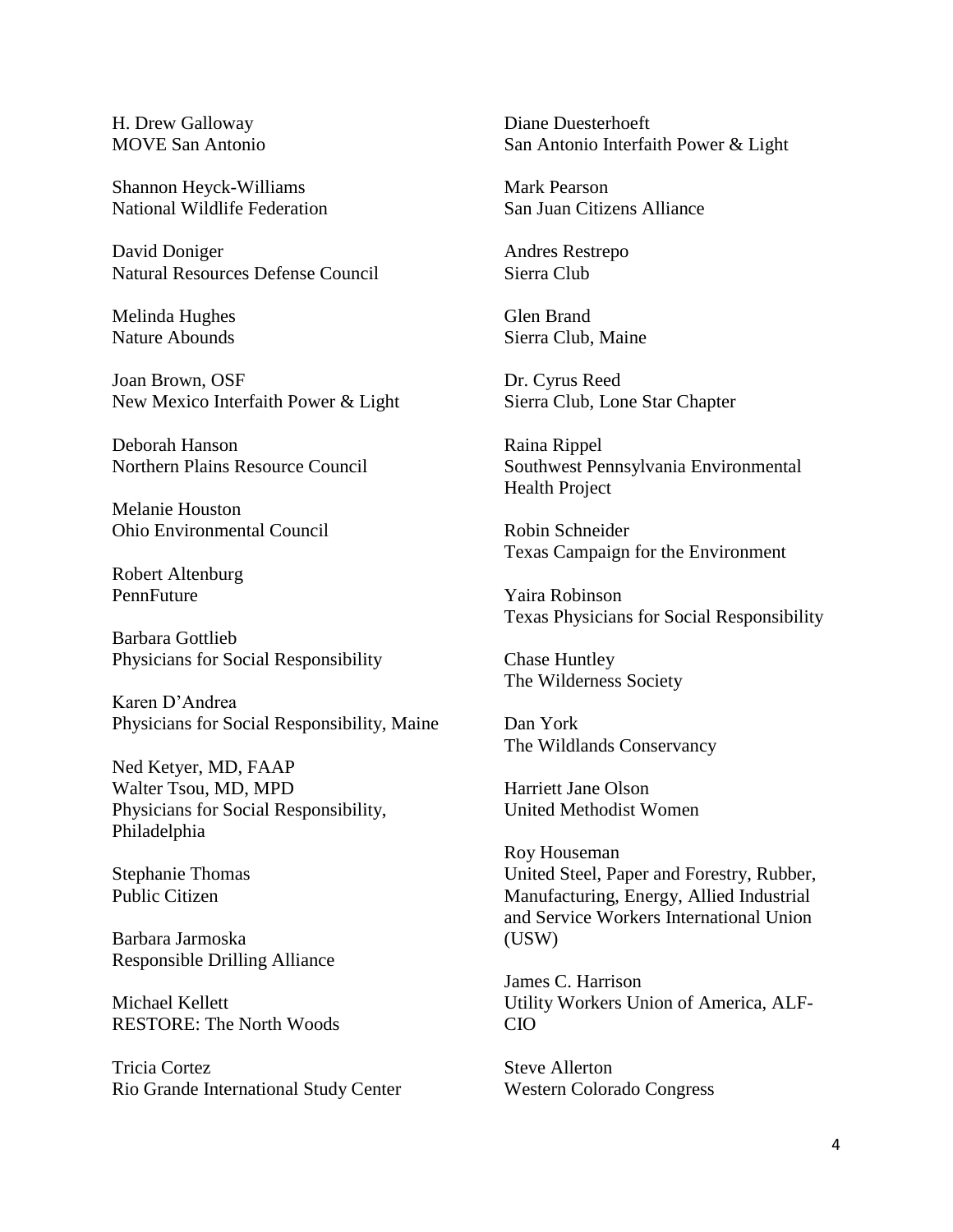H. Drew Galloway
MOVE San Antonio

Shannon Heyck-Williams
National Wildlife Federation

David Doniger
Natural Resources Defense Council

Melinda Hughes
Nature Abounds

Joan Brown, OSF
New Mexico Interfaith Power & Light

Deborah Hanson
Northern Plains Resource Council

Melanie Houston
Ohio Environmental Council

Robert Altenburg
PennFuture

Barbara Gottlieb
Physicians for Social Responsibility

Karen D'Andrea
Physicians for Social Responsibility, Maine

Ned Ketyer, MD, FAAP
Walter Tsou, MD, MPD
Physicians for Social Responsibility, Philadelphia

Stephanie Thomas
Public Citizen

Barbara Jarmoska
Responsible Drilling Alliance

Michael Kellett
RESTORE: The North Woods

Tricia Cortez
Rio Grande International Study Center

Diane Duesterhoeft
San Antonio Interfaith Power & Light

Mark Pearson
San Juan Citizens Alliance

Andres Restrepo
Sierra Club

Glen Brand
Sierra Club, Maine

Dr. Cyrus Reed
Sierra Club, Lone Star Chapter

Raina Rippel
Southwest Pennsylvania Environmental Health Project

Robin Schneider
Texas Campaign for the Environment

Yaira Robinson
Texas Physicians for Social Responsibility

Chase Huntley
The Wilderness Society

Dan York
The Wildlands Conservancy

Harriett Jane Olson
United Methodist Women

Roy Houseman
United Steel, Paper and Forestry, Rubber, Manufacturing, Energy, Allied Industrial and Service Workers International Union (USW)

James C. Harrison
Utility Workers Union of America, ALF-CIO

Steve Allerton
Western Colorado Congress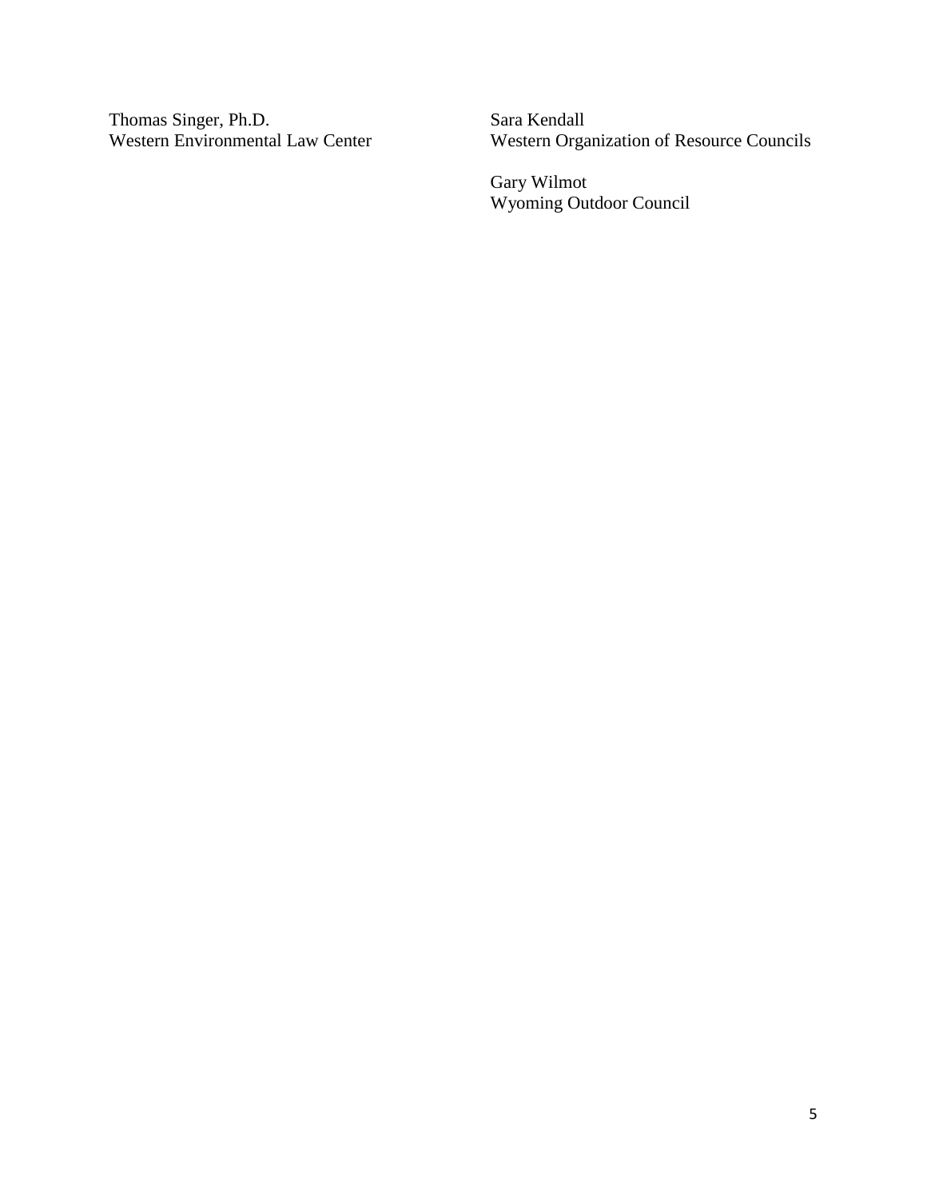Thomas Singer, Ph.D.
Western Environmental Law Center

Sara Kendall
Western Organization of Resource Councils

Gary Wilmot
Wyoming Outdoor Council